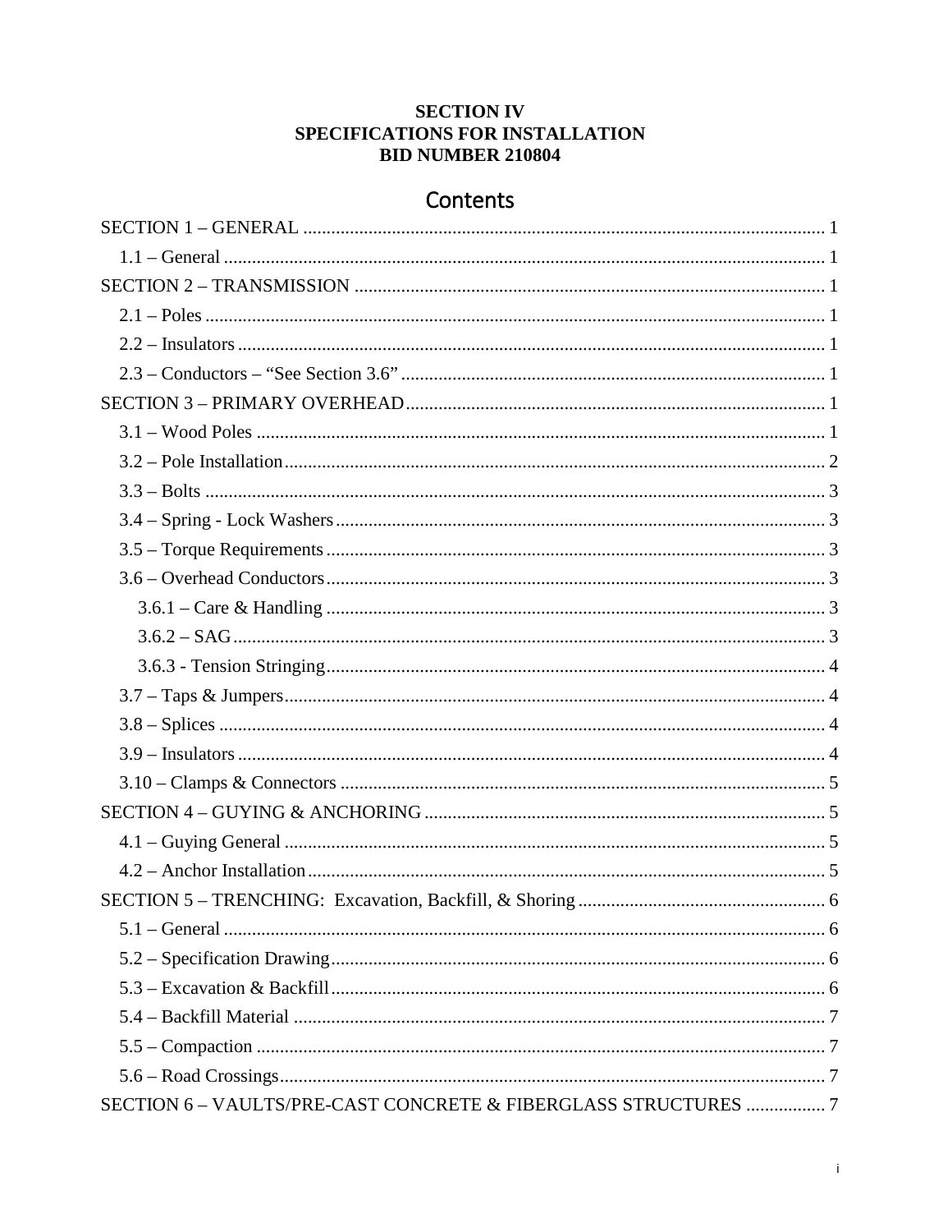**SECTION IV**
**SPECIFICATIONS FOR INSTALLATION**
**BID NUMBER 210804**

# Contents

SECTION 1 – GENERAL ... 1

- 1.1 – General ... 1

SECTION 2 – TRANSMISSION ... 1

- 2.1 – Poles ... 1
- 2.2 – Insulators ... 1
- 2.3 – Conductors – “See Section 3.6” ... 1

SECTION 3 – PRIMARY OVERHEAD ... 1

- 3.1 – Wood Poles ... 1
- 3.2 – Pole Installation ... 2
- 3.3 – Bolts ... 3
- 3.4 – Spring - Lock Washers ... 3
- 3.5 – Torque Requirements ... 3
- 3.6 – Overhead Conductors ... 3
  - 3.6.1 – Care & Handling ... 3
  - 3.6.2 – SAG ... 3
  - 3.6.3 - Tension Stringing ... 4
- 3.7 – Taps & Jumpers ... 4
- 3.8 – Splices ... 4
- 3.9 – Insulators ... 4
- 3.10 – Clamps & Connectors ... 5

SECTION 4 – GUYING & ANCHORING ... 5

- 4.1 – Guying General ... 5
- 4.2 – Anchor Installation ... 5

SECTION 5 – TRENCHING: Excavation, Backfill, & Shoring ... 6

- 5.1 – General ... 6
- 5.2 – Specification Drawing ... 6
- 5.3 – Excavation & Backfill ... 6
- 5.4 – Backfill Material ... 7
- 5.5 – Compaction ... 7
- 5.6 – Road Crossings ... 7

SECTION 6 – VAULTS/PRE-CAST CONCRETE & FIBERGLASS STRUCTURES ... 7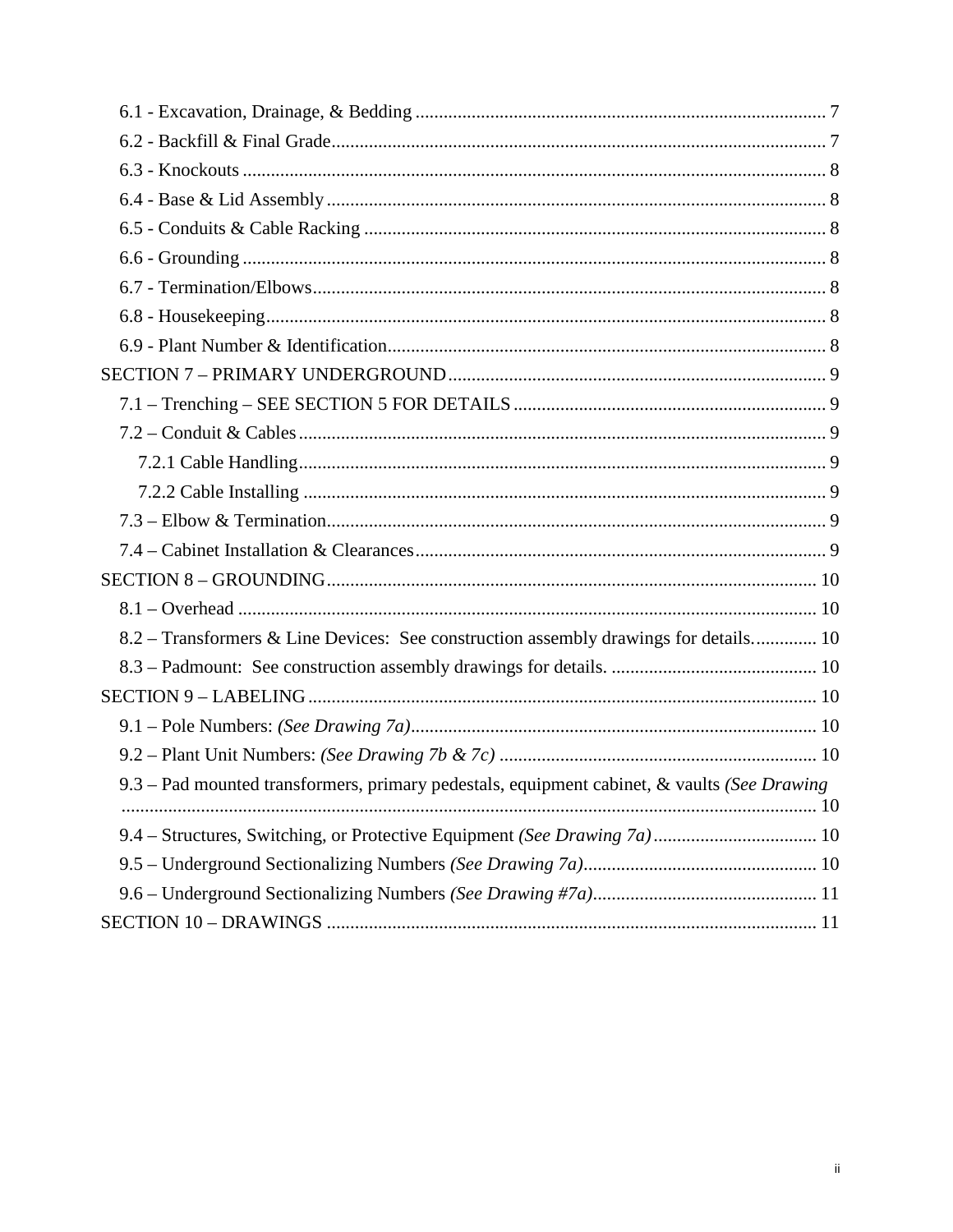- 6.1 - Excavation, Drainage, & Bedding ........................................................................................ 7
- 6.2 - Backfill & Final Grade.......................................................................................................... 7
- 6.3 - Knockouts ............................................................................................................................. 8
- 6.4 - Base & Lid Assembly........................................................................................................... 8
- 6.5 - Conduits & Cable Racking .................................................................................................. 8
- 6.6 - Grounding ............................................................................................................................ 8
- 6.7 - Termination/Elbows............................................................................................................. 8
- 6.8 - Housekeeping........................................................................................................................ 8
- 6.9 - Plant Number & Identification............................................................................................. 8

SECTION 7 – PRIMARY UNDERGROUND................................................................................. 9

- 7.1 – Trenching – SEE SECTION 5 FOR DETAILS ................................................................... 9
- 7.2 – Conduit & Cables ................................................................................................................ 9
  - 7.2.1 Cable Handling.................................................................................................................. 9
  - 7.2.2 Cable Installing ................................................................................................................ 9
- 7.3 – Elbow & Termination........................................................................................................... 9
- 7.4 – Cabinet Installation & Clearances........................................................................................ 9

SECTION 8 – GROUNDING........................................................................................................ 10

- 8.1 – Overhead ........................................................................................................................... 10
- 8.2 – Transformers & Line Devices: See construction assembly drawings for details.............. 10
- 8.3 – Padmount: See construction assembly drawings for details. ............................................ 10

SECTION 9 – LABELING ............................................................................................................ 10

- 9.1 – Pole Numbers: *(See Drawing 7a)*....................................................................................... 10
- 9.2 – Plant Unit Numbers: *(See Drawing 7b & 7c)* .................................................................... 10
- 9.3 – Pad mounted transformers, primary pedestals, equipment cabinet, & vaults *(See Drawing* ................................................................................................................................................ 10
- 9.4 – Structures, Switching, or Protective Equipment *(See Drawing 7a)*................................... 10
- 9.5 – Underground Sectionalizing Numbers *(See Drawing 7a)*................................................. 10
- 9.6 – Underground Sectionalizing Numbers *(See Drawing #7a)*............................................... 11

SECTION 10 – DRAWINGS ........................................................................................................ 11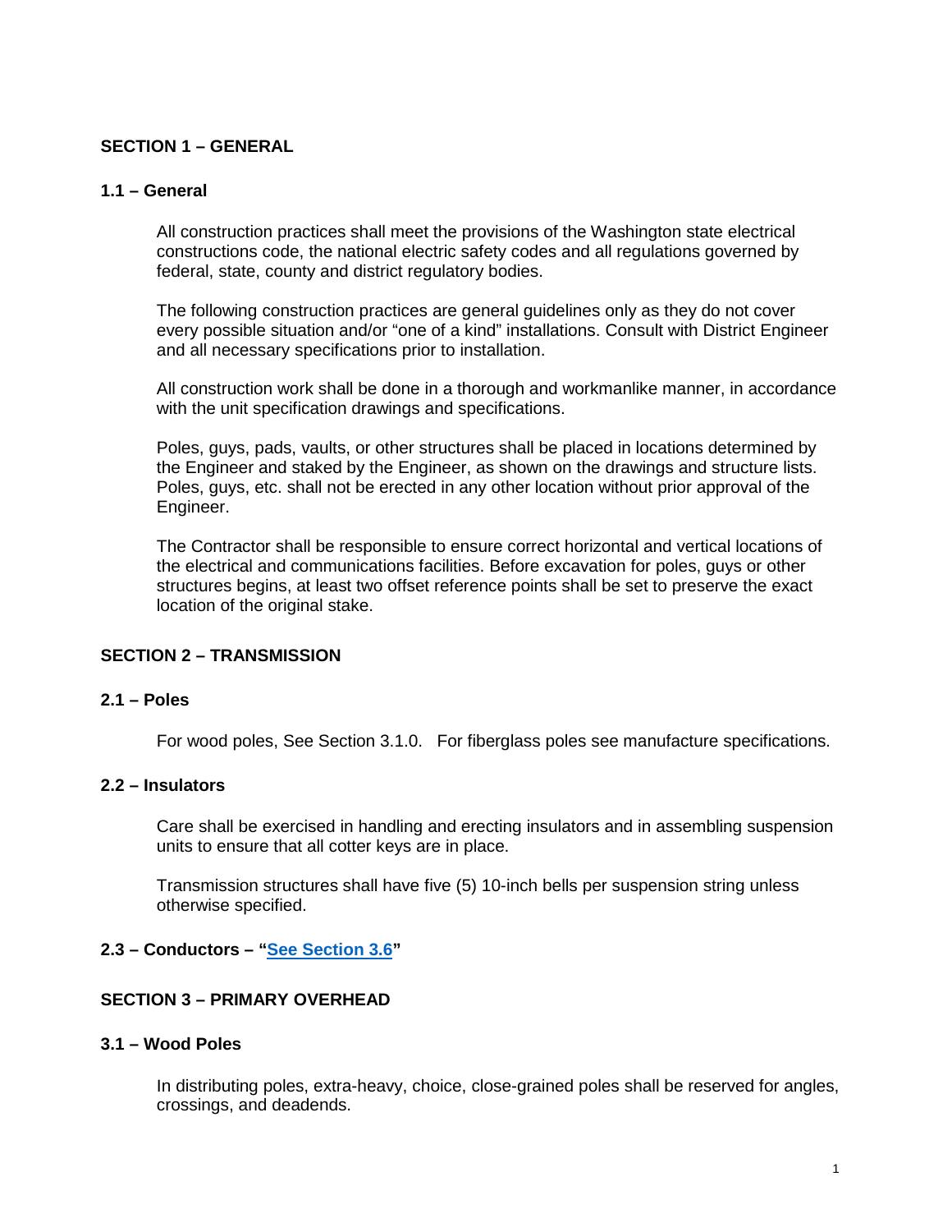## SECTION 1 – GENERAL

### 1.1 – General

All construction practices shall meet the provisions of the Washington state electrical constructions code, the national electric safety codes and all regulations governed by federal, state, county and district regulatory bodies.

The following construction practices are general guidelines only as they do not cover every possible situation and/or "one of a kind" installations. Consult with District Engineer and all necessary specifications prior to installation.

All construction work shall be done in a thorough and workmanlike manner, in accordance with the unit specification drawings and specifications.

Poles, guys, pads, vaults, or other structures shall be placed in locations determined by the Engineer and staked by the Engineer, as shown on the drawings and structure lists. Poles, guys, etc. shall not be erected in any other location without prior approval of the Engineer.

The Contractor shall be responsible to ensure correct horizontal and vertical locations of the electrical and communications facilities. Before excavation for poles, guys or other structures begins, at least two offset reference points shall be set to preserve the exact location of the original stake.

## SECTION 2 – TRANSMISSION

### 2.1 – Poles

For wood poles, See Section 3.1.0. For fiberglass poles see manufacture specifications.

### 2.2 – Insulators

Care shall be exercised in handling and erecting insulators and in assembling suspension units to ensure that all cotter keys are in place.

Transmission structures shall have five (5) 10-inch bells per suspension string unless otherwise specified.

### 2.3 – Conductors – "See Section 3.6"

## SECTION 3 – PRIMARY OVERHEAD

### 3.1 – Wood Poles

In distributing poles, extra-heavy, choice, close-grained poles shall be reserved for angles, crossings, and deadends.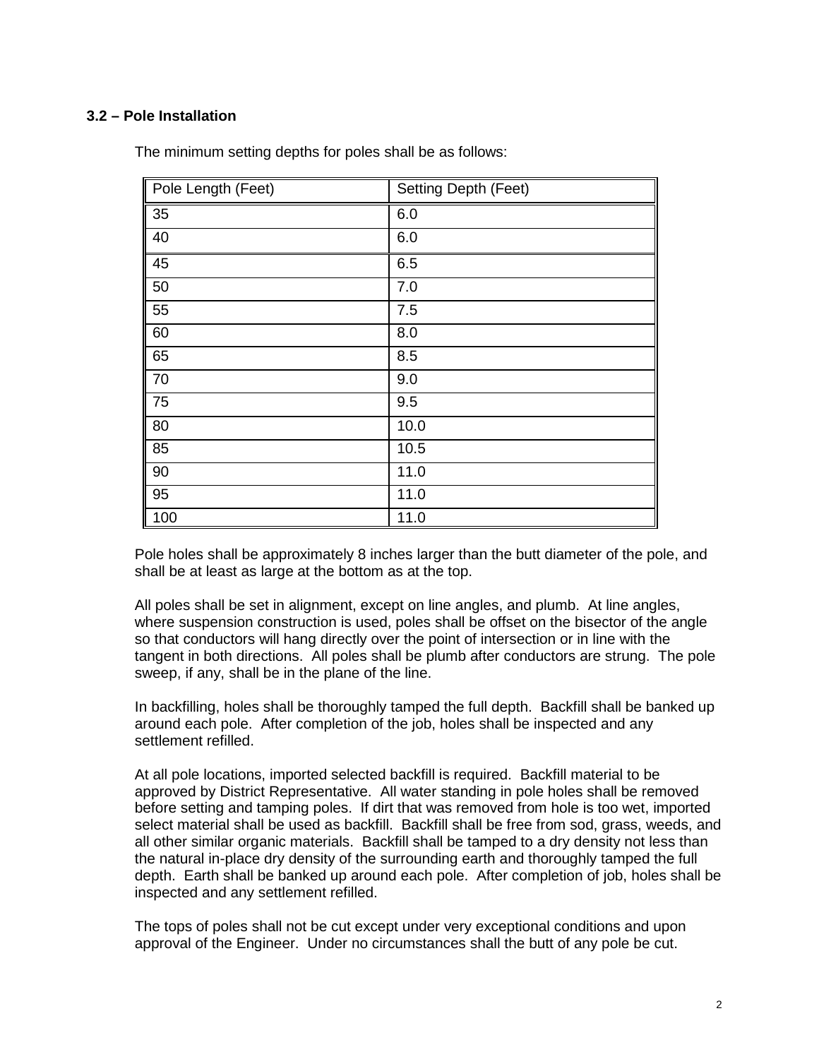### 3.2 – Pole Installation

The minimum setting depths for poles shall be as follows:

| Pole Length (Feet) | Setting Depth (Feet) |
|---|---|
| 35 | 6.0 |
| 40 | 6.0 |
| 45 | 6.5 |
| 50 | 7.0 |
| 55 | 7.5 |
| 60 | 8.0 |
| 65 | 8.5 |
| 70 | 9.0 |
| 75 | 9.5 |
| 80 | 10.0 |
| 85 | 10.5 |
| 90 | 11.0 |
| 95 | 11.0 |
| 100 | 11.0 |

Pole holes shall be approximately 8 inches larger than the butt diameter of the pole, and shall be at least as large at the bottom as at the top.

All poles shall be set in alignment, except on line angles, and plumb. At line angles, where suspension construction is used, poles shall be offset on the bisector of the angle so that conductors will hang directly over the point of intersection or in line with the tangent in both directions. All poles shall be plumb after conductors are strung. The pole sweep, if any, shall be in the plane of the line.

In backfilling, holes shall be thoroughly tamped the full depth. Backfill shall be banked up around each pole. After completion of the job, holes shall be inspected and any settlement refilled.

At all pole locations, imported selected backfill is required. Backfill material to be approved by District Representative. All water standing in pole holes shall be removed before setting and tamping poles. If dirt that was removed from hole is too wet, imported select material shall be used as backfill. Backfill shall be free from sod, grass, weeds, and all other similar organic materials. Backfill shall be tamped to a dry density not less than the natural in-place dry density of the surrounding earth and thoroughly tamped the full depth. Earth shall be banked up around each pole. After completion of job, holes shall be inspected and any settlement refilled.

The tops of poles shall not be cut except under very exceptional conditions and upon approval of the Engineer. Under no circumstances shall the butt of any pole be cut.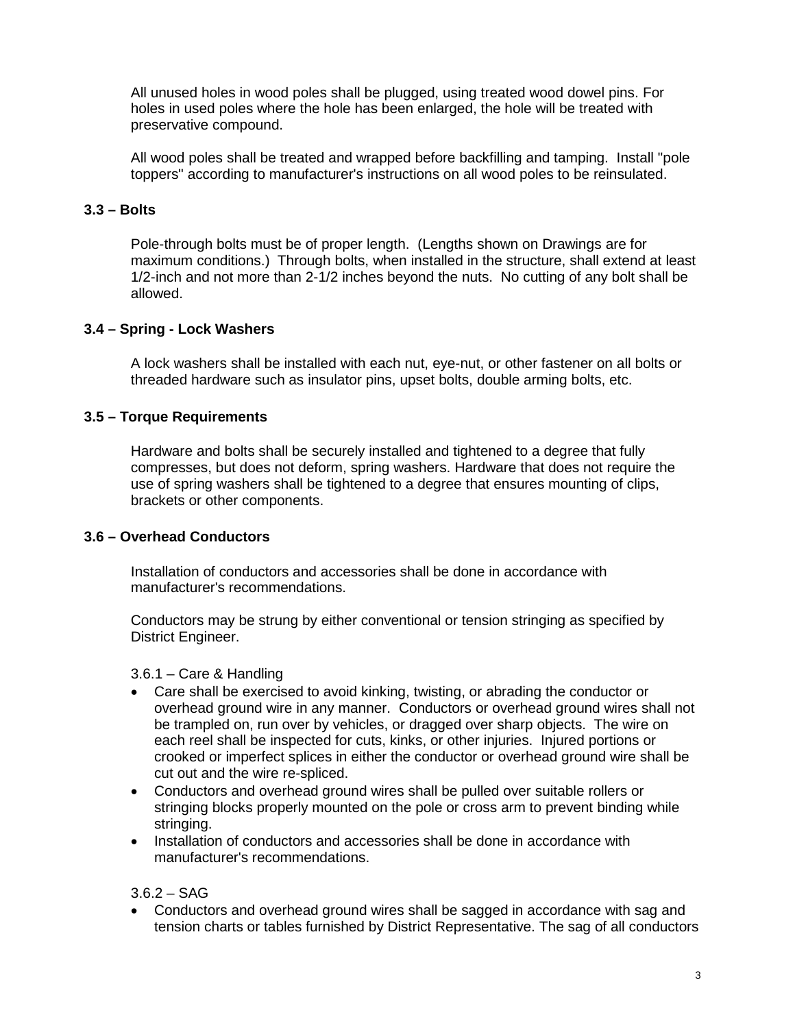All unused holes in wood poles shall be plugged, using treated wood dowel pins. For holes in used poles where the hole has been enlarged, the hole will be treated with preservative compound.

All wood poles shall be treated and wrapped before backfilling and tamping. Install "pole toppers" according to manufacturer's instructions on all wood poles to be reinsulated.

### 3.3 – Bolts

Pole-through bolts must be of proper length. (Lengths shown on Drawings are for maximum conditions.) Through bolts, when installed in the structure, shall extend at least 1/2-inch and not more than 2-1/2 inches beyond the nuts. No cutting of any bolt shall be allowed.

### 3.4 – Spring - Lock Washers

A lock washers shall be installed with each nut, eye-nut, or other fastener on all bolts or threaded hardware such as insulator pins, upset bolts, double arming bolts, etc.

### 3.5 – Torque Requirements

Hardware and bolts shall be securely installed and tightened to a degree that fully compresses, but does not deform, spring washers. Hardware that does not require the use of spring washers shall be tightened to a degree that ensures mounting of clips, brackets or other components.

### 3.6 – Overhead Conductors

Installation of conductors and accessories shall be done in accordance with manufacturer's recommendations.

Conductors may be strung by either conventional or tension stringing as specified by District Engineer.

3.6.1 – Care & Handling

- Care shall be exercised to avoid kinking, twisting, or abrading the conductor or overhead ground wire in any manner. Conductors or overhead ground wires shall not be trampled on, run over by vehicles, or dragged over sharp objects. The wire on each reel shall be inspected for cuts, kinks, or other injuries. Injured portions or crooked or imperfect splices in either the conductor or overhead ground wire shall be cut out and the wire re-spliced.
- Conductors and overhead ground wires shall be pulled over suitable rollers or stringing blocks properly mounted on the pole or cross arm to prevent binding while stringing.
- Installation of conductors and accessories shall be done in accordance with manufacturer's recommendations.

3.6.2 – SAG

- Conductors and overhead ground wires shall be sagged in accordance with sag and tension charts or tables furnished by District Representative. The sag of all conductors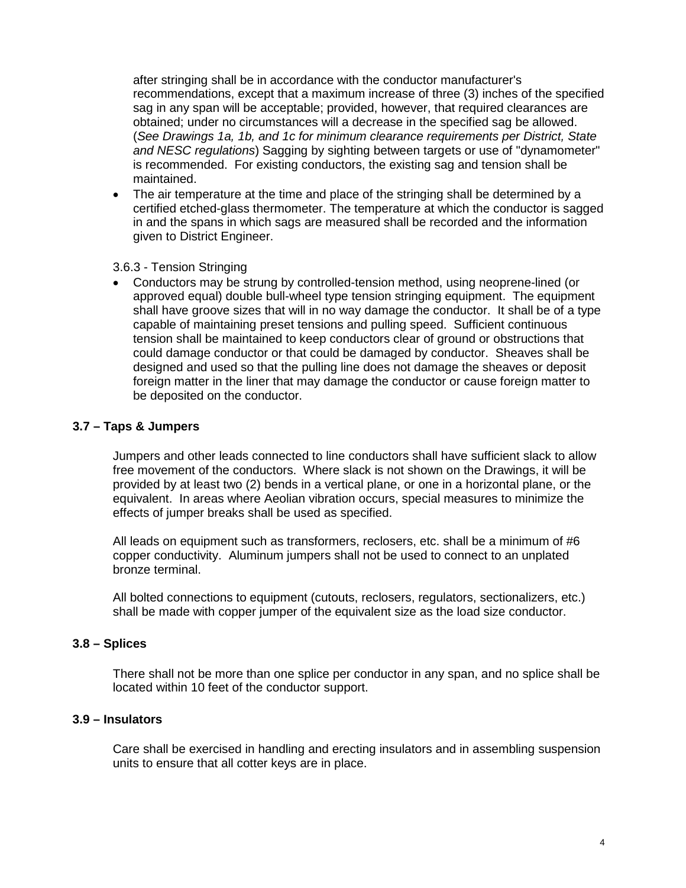after stringing shall be in accordance with the conductor manufacturer's recommendations, except that a maximum increase of three (3) inches of the specified sag in any span will be acceptable; provided, however, that required clearances are obtained; under no circumstances will a decrease in the specified sag be allowed. (*See Drawings 1a, 1b, and 1c for minimum clearance requirements per District, State and NESC regulations*) Sagging by sighting between targets or use of "dynamometer" is recommended. For existing conductors, the existing sag and tension shall be maintained.

- The air temperature at the time and place of the stringing shall be determined by a certified etched-glass thermometer. The temperature at which the conductor is sagged in and the spans in which sags are measured shall be recorded and the information given to District Engineer.

3.6.3 - Tension Stringing

- Conductors may be strung by controlled-tension method, using neoprene-lined (or approved equal) double bull-wheel type tension stringing equipment. The equipment shall have groove sizes that will in no way damage the conductor. It shall be of a type capable of maintaining preset tensions and pulling speed. Sufficient continuous tension shall be maintained to keep conductors clear of ground or obstructions that could damage conductor or that could be damaged by conductor. Sheaves shall be designed and used so that the pulling line does not damage the sheaves or deposit foreign matter in the liner that may damage the conductor or cause foreign matter to be deposited on the conductor.

### 3.7 – Taps & Jumpers

Jumpers and other leads connected to line conductors shall have sufficient slack to allow free movement of the conductors. Where slack is not shown on the Drawings, it will be provided by at least two (2) bends in a vertical plane, or one in a horizontal plane, or the equivalent. In areas where Aeolian vibration occurs, special measures to minimize the effects of jumper breaks shall be used as specified.

All leads on equipment such as transformers, reclosers, etc. shall be a minimum of #6 copper conductivity. Aluminum jumpers shall not be used to connect to an unplated bronze terminal.

All bolted connections to equipment (cutouts, reclosers, regulators, sectionalizers, etc.) shall be made with copper jumper of the equivalent size as the load size conductor.

### 3.8 – Splices

There shall not be more than one splice per conductor in any span, and no splice shall be located within 10 feet of the conductor support.

### 3.9 – Insulators

Care shall be exercised in handling and erecting insulators and in assembling suspension units to ensure that all cotter keys are in place.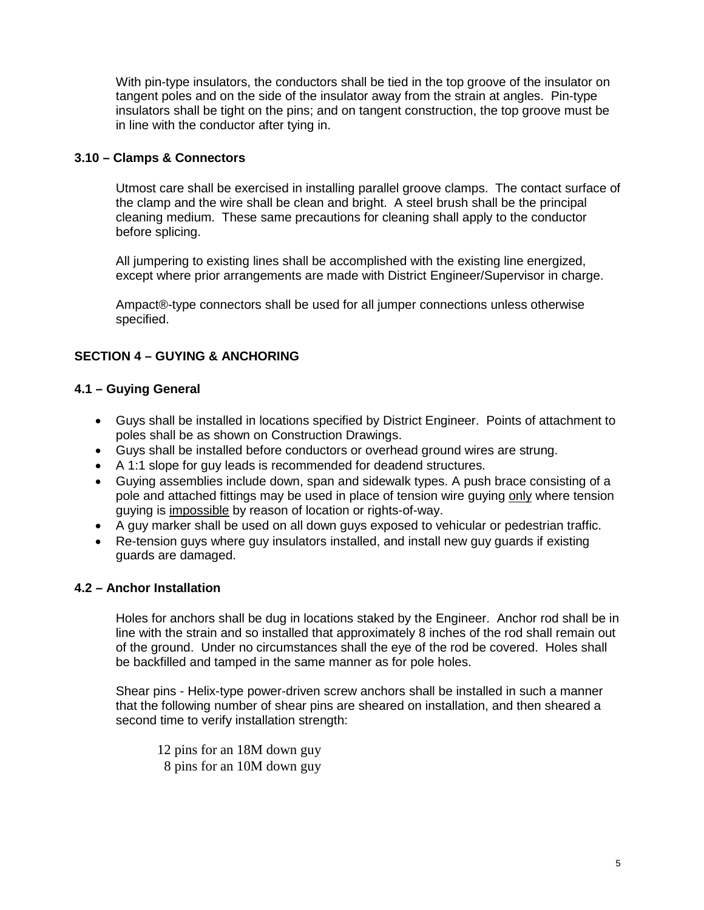With pin-type insulators, the conductors shall be tied in the top groove of the insulator on tangent poles and on the side of the insulator away from the strain at angles. Pin-type insulators shall be tight on the pins; and on tangent construction, the top groove must be in line with the conductor after tying in.

### 3.10 – Clamps & Connectors

Utmost care shall be exercised in installing parallel groove clamps. The contact surface of the clamp and the wire shall be clean and bright. A steel brush shall be the principal cleaning medium. These same precautions for cleaning shall apply to the conductor before splicing.

All jumpering to existing lines shall be accomplished with the existing line energized, except where prior arrangements are made with District Engineer/Supervisor in charge.

Ampact®-type connectors shall be used for all jumper connections unless otherwise specified.

## SECTION 4 – GUYING & ANCHORING

### 4.1 – Guying General

- Guys shall be installed in locations specified by District Engineer. Points of attachment to poles shall be as shown on Construction Drawings.
- Guys shall be installed before conductors or overhead ground wires are strung.
- A 1:1 slope for guy leads is recommended for deadend structures.
- Guying assemblies include down, span and sidewalk types. A push brace consisting of a pole and attached fittings may be used in place of tension wire guying <u>only</u> where tension guying is <u>impossible</u> by reason of location or rights-of-way.
- A guy marker shall be used on all down guys exposed to vehicular or pedestrian traffic.
- Re-tension guys where guy insulators installed, and install new guy guards if existing guards are damaged.

### 4.2 – Anchor Installation

Holes for anchors shall be dug in locations staked by the Engineer. Anchor rod shall be in line with the strain and so installed that approximately 8 inches of the rod shall remain out of the ground. Under no circumstances shall the eye of the rod be covered. Holes shall be backfilled and tamped in the same manner as for pole holes.

Shear pins - Helix-type power-driven screw anchors shall be installed in such a manner that the following number of shear pins are sheared on installation, and then sheared a second time to verify installation strength:

12 pins for an 18M down guy
8 pins for an 10M down guy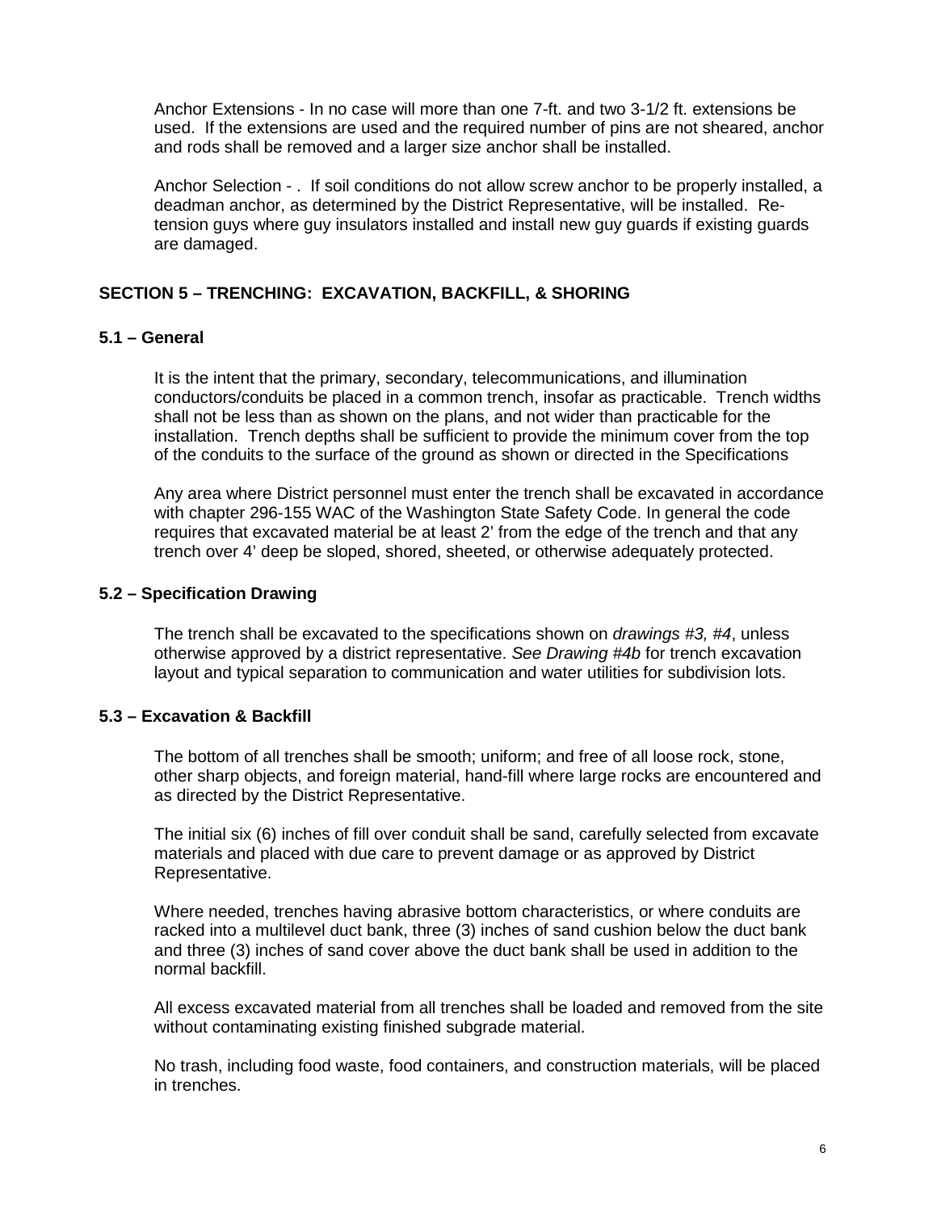Anchor Extensions - In no case will more than one 7-ft. and two 3-1/2 ft. extensions be used. If the extensions are used and the required number of pins are not sheared, anchor and rods shall be removed and a larger size anchor shall be installed.

Anchor Selection - . If soil conditions do not allow screw anchor to be properly installed, a deadman anchor, as determined by the District Representative, will be installed. Re-tension guys where guy insulators installed and install new guy guards if existing guards are damaged.

## SECTION 5 – TRENCHING: EXCAVATION, BACKFILL, & SHORING

### 5.1 – General

It is the intent that the primary, secondary, telecommunications, and illumination conductors/conduits be placed in a common trench, insofar as practicable. Trench widths shall not be less than as shown on the plans, and not wider than practicable for the installation. Trench depths shall be sufficient to provide the minimum cover from the top of the conduits to the surface of the ground as shown or directed in the Specifications

Any area where District personnel must enter the trench shall be excavated in accordance with chapter 296-155 WAC of the Washington State Safety Code. In general the code requires that excavated material be at least 2' from the edge of the trench and that any trench over 4' deep be sloped, shored, sheeted, or otherwise adequately protected.

### 5.2 – Specification Drawing

The trench shall be excavated to the specifications shown on *drawings #3, #4*, unless otherwise approved by a district representative. *See Drawing #4b* for trench excavation layout and typical separation to communication and water utilities for subdivision lots.

### 5.3 – Excavation & Backfill

The bottom of all trenches shall be smooth; uniform; and free of all loose rock, stone, other sharp objects, and foreign material, hand-fill where large rocks are encountered and as directed by the District Representative.

The initial six (6) inches of fill over conduit shall be sand, carefully selected from excavate materials and placed with due care to prevent damage or as approved by District Representative.

Where needed, trenches having abrasive bottom characteristics, or where conduits are racked into a multilevel duct bank, three (3) inches of sand cushion below the duct bank and three (3) inches of sand cover above the duct bank shall be used in addition to the normal backfill.

All excess excavated material from all trenches shall be loaded and removed from the site without contaminating existing finished subgrade material.

No trash, including food waste, food containers, and construction materials, will be placed in trenches.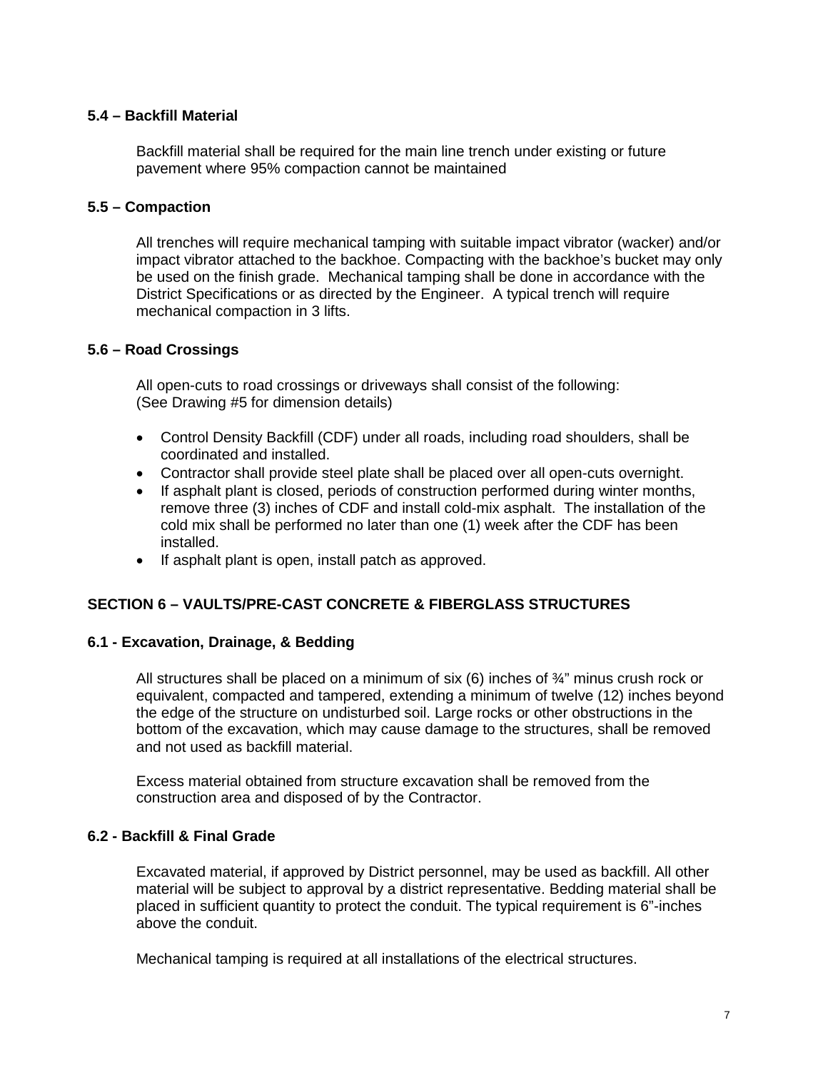### 5.4 – Backfill Material

Backfill material shall be required for the main line trench under existing or future pavement where 95% compaction cannot be maintained

### 5.5 – Compaction

All trenches will require mechanical tamping with suitable impact vibrator (wacker) and/or impact vibrator attached to the backhoe. Compacting with the backhoe's bucket may only be used on the finish grade. Mechanical tamping shall be done in accordance with the District Specifications or as directed by the Engineer. A typical trench will require mechanical compaction in 3 lifts.

### 5.6 – Road Crossings

All open-cuts to road crossings or driveways shall consist of the following:
(See Drawing #5 for dimension details)

- Control Density Backfill (CDF) under all roads, including road shoulders, shall be coordinated and installed.
- Contractor shall provide steel plate shall be placed over all open-cuts overnight.
- If asphalt plant is closed, periods of construction performed during winter months, remove three (3) inches of CDF and install cold-mix asphalt. The installation of the cold mix shall be performed no later than one (1) week after the CDF has been installed.
- If asphalt plant is open, install patch as approved.

## SECTION 6 – VAULTS/PRE-CAST CONCRETE & FIBERGLASS STRUCTURES

### 6.1 - Excavation, Drainage, & Bedding

All structures shall be placed on a minimum of six (6) inches of ¾" minus crush rock or equivalent, compacted and tampered, extending a minimum of twelve (12) inches beyond the edge of the structure on undisturbed soil. Large rocks or other obstructions in the bottom of the excavation, which may cause damage to the structures, shall be removed and not used as backfill material.

Excess material obtained from structure excavation shall be removed from the construction area and disposed of by the Contractor.

### 6.2 - Backfill & Final Grade

Excavated material, if approved by District personnel, may be used as backfill. All other material will be subject to approval by a district representative. Bedding material shall be placed in sufficient quantity to protect the conduit. The typical requirement is 6"-inches above the conduit.

Mechanical tamping is required at all installations of the electrical structures.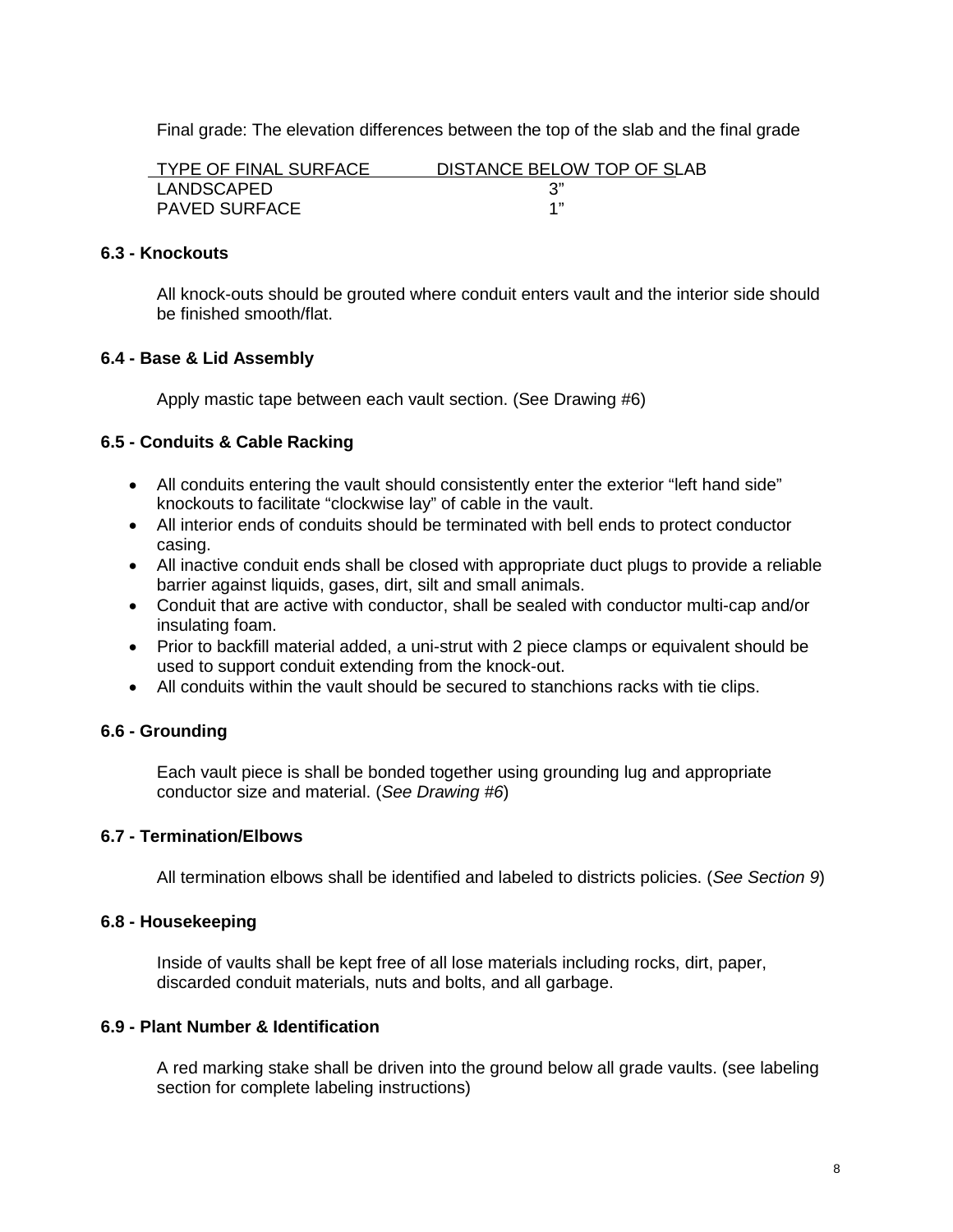Final grade: The elevation differences between the top of the slab and the final grade

| TYPE OF FINAL SURFACE | DISTANCE BELOW TOP OF SLAB |
|---|---|
| LANDSCAPED | 3" |
| PAVED SURFACE | 1" |

### 6.3 - Knockouts

All knock-outs should be grouted where conduit enters vault and the interior side should be finished smooth/flat.

### 6.4 - Base & Lid Assembly

Apply mastic tape between each vault section. (See Drawing #6)

### 6.5 - Conduits & Cable Racking

- All conduits entering the vault should consistently enter the exterior "left hand side" knockouts to facilitate "clockwise lay" of cable in the vault.
- All interior ends of conduits should be terminated with bell ends to protect conductor casing.
- All inactive conduit ends shall be closed with appropriate duct plugs to provide a reliable barrier against liquids, gases, dirt, silt and small animals.
- Conduit that are active with conductor, shall be sealed with conductor multi-cap and/or insulating foam.
- Prior to backfill material added, a uni-strut with 2 piece clamps or equivalent should be used to support conduit extending from the knock-out.
- All conduits within the vault should be secured to stanchions racks with tie clips.

### 6.6 - Grounding

Each vault piece is shall be bonded together using grounding lug and appropriate conductor size and material. (*See Drawing #6*)

### 6.7 - Termination/Elbows

All termination elbows shall be identified and labeled to districts policies. (*See Section 9*)

### 6.8 - Housekeeping

Inside of vaults shall be kept free of all lose materials including rocks, dirt, paper, discarded conduit materials, nuts and bolts, and all garbage.

### 6.9 - Plant Number & Identification

A red marking stake shall be driven into the ground below all grade vaults. (see labeling section for complete labeling instructions)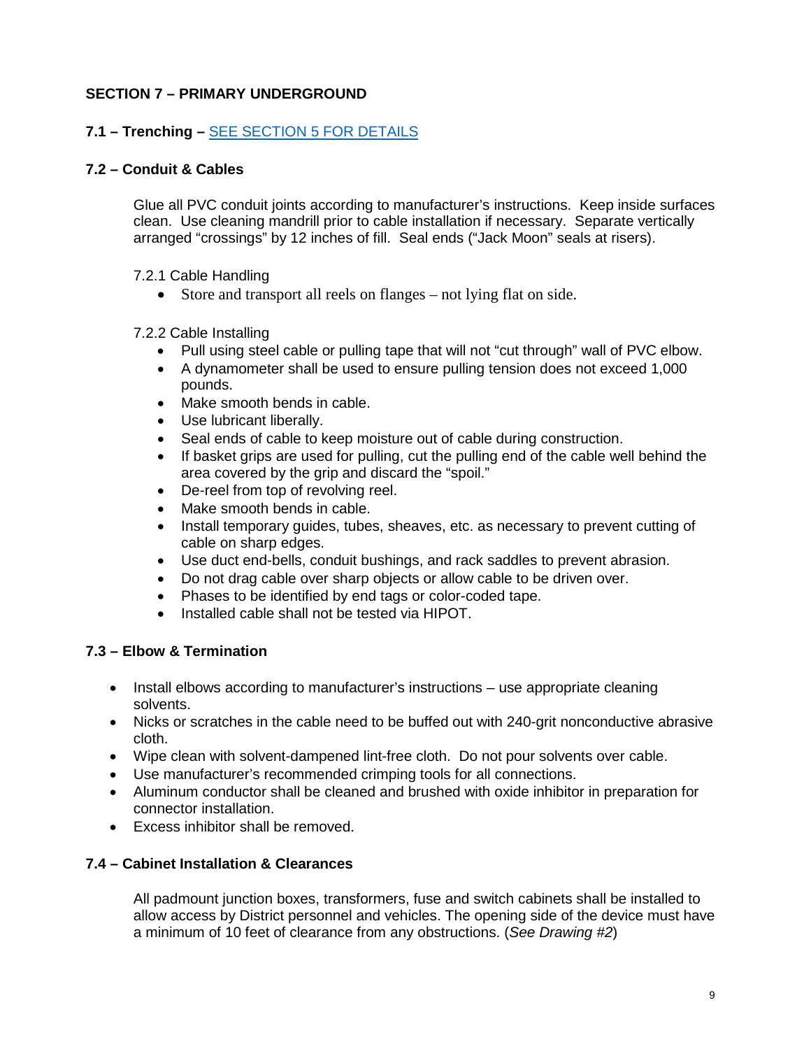# SECTION 7 – PRIMARY UNDERGROUND

## 7.1 – Trenching – [SEE SECTION 5 FOR DETAILS]

## 7.2 – Conduit & Cables

Glue all PVC conduit joints according to manufacturer's instructions. Keep inside surfaces clean. Use cleaning mandrill prior to cable installation if necessary. Separate vertically arranged "crossings" by 12 inches of fill. Seal ends ("Jack Moon" seals at risers).

7.2.1 Cable Handling

- Store and transport all reels on flanges – not lying flat on side.

7.2.2 Cable Installing

- Pull using steel cable or pulling tape that will not "cut through" wall of PVC elbow.
- A dynamometer shall be used to ensure pulling tension does not exceed 1,000 pounds.
- Make smooth bends in cable.
- Use lubricant liberally.
- Seal ends of cable to keep moisture out of cable during construction.
- If basket grips are used for pulling, cut the pulling end of the cable well behind the area covered by the grip and discard the "spoil."
- De-reel from top of revolving reel.
- Make smooth bends in cable.
- Install temporary guides, tubes, sheaves, etc. as necessary to prevent cutting of cable on sharp edges.
- Use duct end-bells, conduit bushings, and rack saddles to prevent abrasion.
- Do not drag cable over sharp objects or allow cable to be driven over.
- Phases to be identified by end tags or color-coded tape.
- Installed cable shall not be tested via HIPOT.

## 7.3 – Elbow & Termination

- Install elbows according to manufacturer's instructions – use appropriate cleaning solvents.
- Nicks or scratches in the cable need to be buffed out with 240-grit nonconductive abrasive cloth.
- Wipe clean with solvent-dampened lint-free cloth. Do not pour solvents over cable.
- Use manufacturer's recommended crimping tools for all connections.
- Aluminum conductor shall be cleaned and brushed with oxide inhibitor in preparation for connector installation.
- Excess inhibitor shall be removed.

## 7.4 – Cabinet Installation & Clearances

All padmount junction boxes, transformers, fuse and switch cabinets shall be installed to allow access by District personnel and vehicles. The opening side of the device must have a minimum of 10 feet of clearance from any obstructions. (*See Drawing #2*)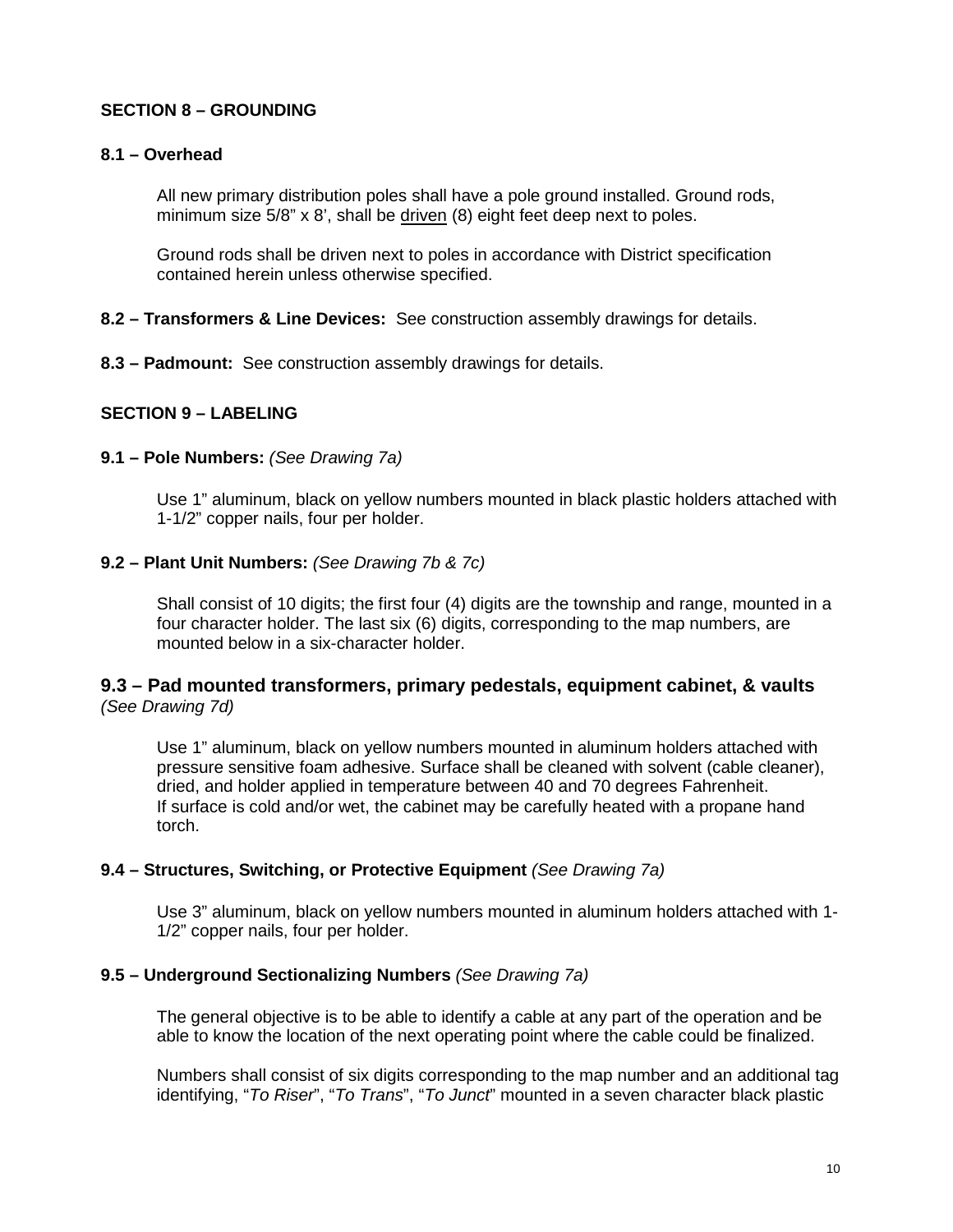## SECTION 8 – GROUNDING

### 8.1 – Overhead

All new primary distribution poles shall have a pole ground installed. Ground rods, minimum size 5/8" x 8', shall be driven (8) eight feet deep next to poles.

Ground rods shall be driven next to poles in accordance with District specification contained herein unless otherwise specified.

**8.2 – Transformers & Line Devices:** See construction assembly drawings for details.

**8.3 – Padmount:** See construction assembly drawings for details.

## SECTION 9 – LABELING

### 9.1 – Pole Numbers: *(See Drawing 7a)*

Use 1" aluminum, black on yellow numbers mounted in black plastic holders attached with 1-1/2" copper nails, four per holder.

### 9.2 – Plant Unit Numbers: *(See Drawing 7b & 7c)*

Shall consist of 10 digits; the first four (4) digits are the township and range, mounted in a four character holder. The last six (6) digits, corresponding to the map numbers, are mounted below in a six-character holder.

### 9.3 – Pad mounted transformers, primary pedestals, equipment cabinet, & vaults *(See Drawing 7d)*

Use 1" aluminum, black on yellow numbers mounted in aluminum holders attached with pressure sensitive foam adhesive. Surface shall be cleaned with solvent (cable cleaner), dried, and holder applied in temperature between 40 and 70 degrees Fahrenheit. If surface is cold and/or wet, the cabinet may be carefully heated with a propane hand torch.

### 9.4 – Structures, Switching, or Protective Equipment *(See Drawing 7a)*

Use 3" aluminum, black on yellow numbers mounted in aluminum holders attached with 1-1/2" copper nails, four per holder.

### 9.5 – Underground Sectionalizing Numbers *(See Drawing 7a)*

The general objective is to be able to identify a cable at any part of the operation and be able to know the location of the next operating point where the cable could be finalized.

Numbers shall consist of six digits corresponding to the map number and an additional tag identifying, "*To Riser*", "*To Trans*", "*To Junct*" mounted in a seven character black plastic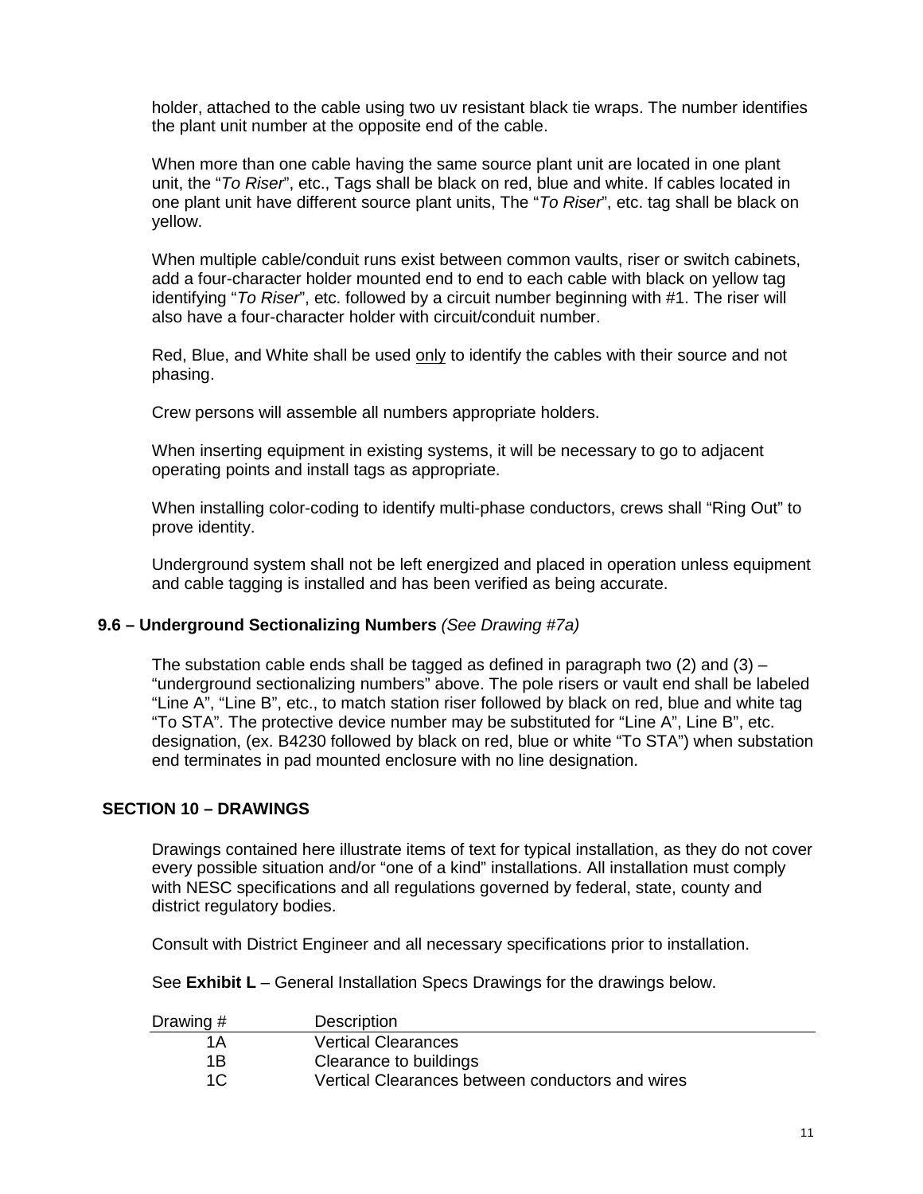holder, attached to the cable using two uv resistant black tie wraps. The number identifies the plant unit number at the opposite end of the cable.

When more than one cable having the same source plant unit are located in one plant unit, the "*To Riser*", etc., Tags shall be black on red, blue and white. If cables located in one plant unit have different source plant units, The "*To Riser*", etc. tag shall be black on yellow.

When multiple cable/conduit runs exist between common vaults, riser or switch cabinets, add a four-character holder mounted end to end to each cable with black on yellow tag identifying "*To Riser*", etc. followed by a circuit number beginning with #1. The riser will also have a four-character holder with circuit/conduit number.

Red, Blue, and White shall be used <u>only</u> to identify the cables with their source and not phasing.

Crew persons will assemble all numbers appropriate holders.

When inserting equipment in existing systems, it will be necessary to go to adjacent operating points and install tags as appropriate.

When installing color-coding to identify multi-phase conductors, crews shall "Ring Out" to prove identity.

Underground system shall not be left energized and placed in operation unless equipment and cable tagging is installed and has been verified as being accurate.

### 9.6 – Underground Sectionalizing Numbers *(See Drawing #7a)*

The substation cable ends shall be tagged as defined in paragraph two (2) and (3) – "underground sectionalizing numbers" above. The pole risers or vault end shall be labeled "Line A", "Line B", etc., to match station riser followed by black on red, blue and white tag "To STA". The protective device number may be substituted for "Line A", Line B", etc. designation, (ex. B4230 followed by black on red, blue or white "To STA") when substation end terminates in pad mounted enclosure with no line designation.

## SECTION 10 – DRAWINGS

Drawings contained here illustrate items of text for typical installation, as they do not cover every possible situation and/or "one of a kind" installations. All installation must comply with NESC specifications and all regulations governed by federal, state, county and district regulatory bodies.

Consult with District Engineer and all necessary specifications prior to installation.

See **Exhibit L** – General Installation Specs Drawings for the drawings below.

| Drawing # | Description |
|---|---|
| 1A | Vertical Clearances |
| 1B | Clearance to buildings |
| 1C | Vertical Clearances between conductors and wires |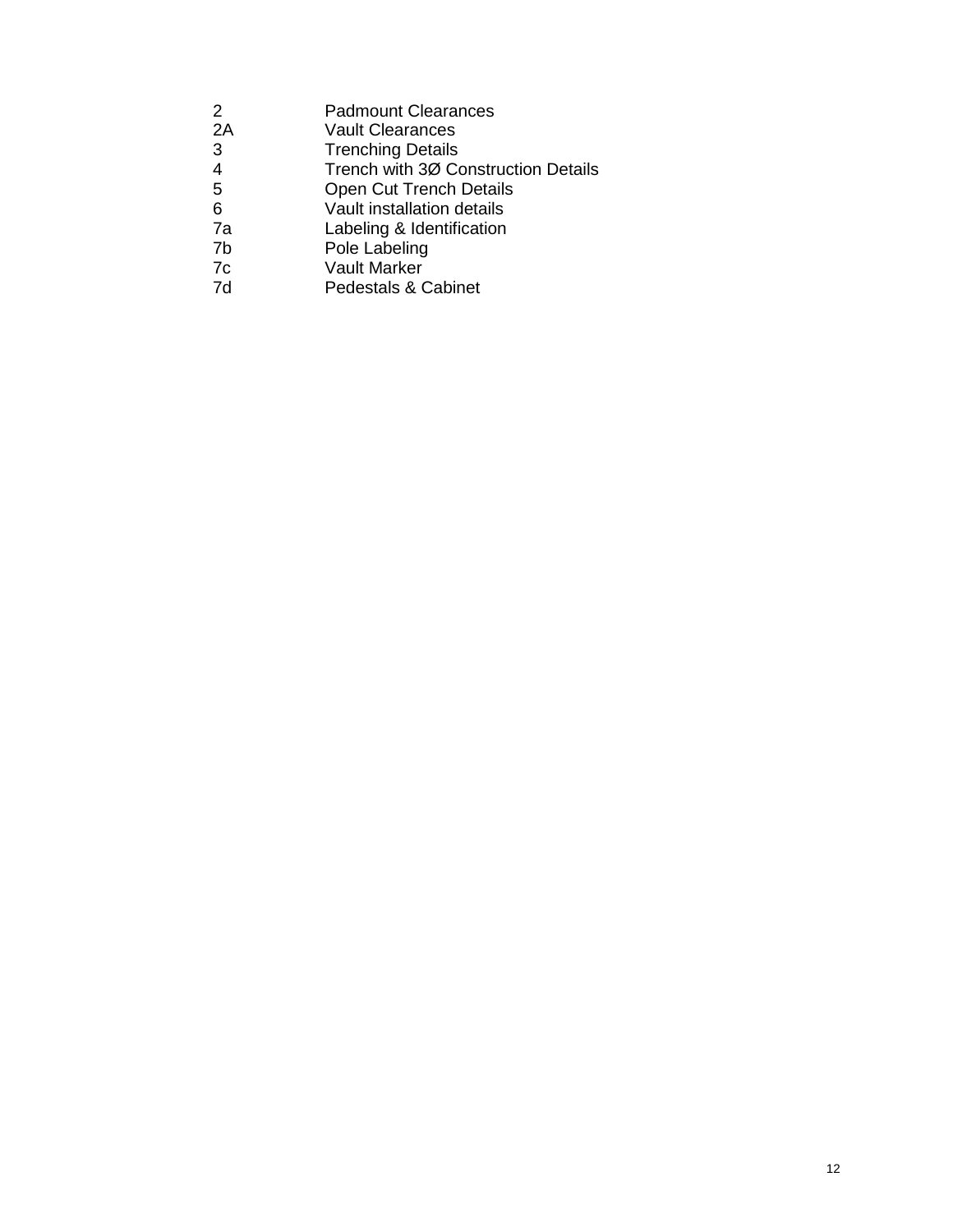| | |
|---|---|
| 2 | Padmount Clearances |
| 2A | Vault Clearances |
| 3 | Trenching Details |
| 4 | Trench with 3Ø Construction Details |
| 5 | Open Cut Trench Details |
| 6 | Vault installation details |
| 7a | Labeling & Identification |
| 7b | Pole Labeling |
| 7c | Vault Marker |
| 7d | Pedestals & Cabinet |